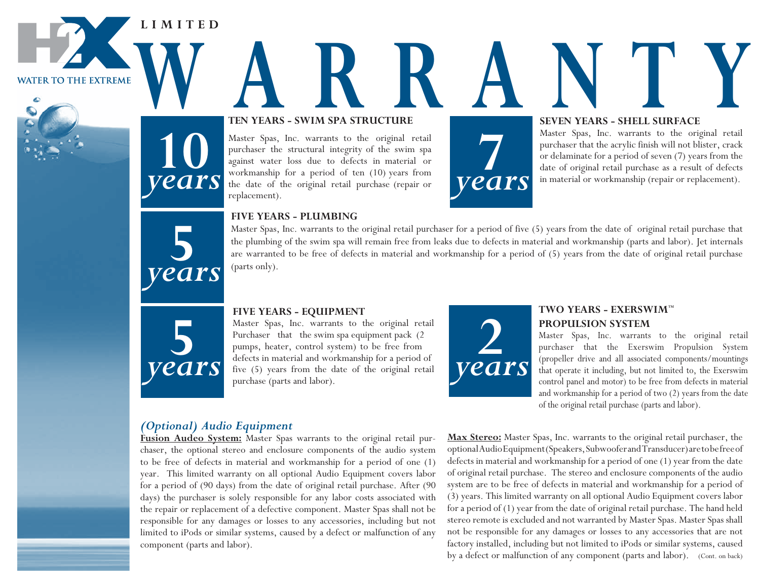H2X

WATER TO THE EXTREME

LIMITED

# WARRANTY

**10 years**

### TEN YEARS - SWIM SPA STRUCTURE

Master Spas, Inc. warrants to the original retail purchaser the structural integrity of the swim spa against water loss due to defects in material or workmanship for a period of ten (10) years from the date of the original retail purchase (repair or replacement).

**7 years**

### SEVEN YEARS - SHELL SURFACE

Master Spas, Inc. warrants to the original retail purchaser that the acrylic finish will not blister, crack or delaminate for a period of seven (7) years from the date of original retail purchase as a result of defects in material or workmanship (repair or replacement).

**5 years**

### FIVE YEARS - PLUMBING

Master Spas, Inc. warrants to the original retail purchaser for a period of five (5) years from the date of original retail purchase that the plumbing of the swim spa will remain free from leaks due to defects in material and workmanship (parts and labor). Jet internals are warranted to be free of defects in material and workmanship for a period of (5) years from the date of original retail purchase (parts only).

**5 years**

### FIVE YEARS - EQUIPMENT

Master Spas, Inc. warrants to the original retail Purchaser that the swim spa equipment pack (2 pumps, heater, control system) to be free from defects in material and workmanship for a period of five (5) years from the date of the original retail purchase (parts and labor).

**2 years**

### TWO YEARS - EXERSWIM™ PROPULSION SYSTEM

Master Spas, Inc. warrants to the original retail purchaser that the Exerswim Propulsion System (propeller drive and all associated components/mountings that operate it including, but not limited to, the Exerswim control panel and motor) to be free from defects in material and workmanship for a period of two (2) years from the date of the original retail purchase (parts and labor).

### *(Optional) Audio Equipment*

**Fusion Audeo System:** Master Spas warrants to the original retail purchaser, the optional stereo and enclosure components of the audio system to be free of defects in material and workmanship for a period of one (1) year. This limited warranty on all optional Audio Equipment covers labor for a period of (90 days) from the date of original retail purchase. After (90 days) the purchaser is solely responsible for any labor costs associated with the repair or replacement of a defective component. Master Spas shall not be responsible for any damages or losses to any accessories, including but not limited to iPods or similar systems, caused by a defect or malfunction of any component (parts and labor).

**Max Stereo:** Master Spas, Inc. warrants to the original retail purchaser, the optional Audio Equipment (Speakers, Subwoofer and Transducer) are to be free of defects in material and workmanship for a period of one (1) year from the date of original retail purchase. The stereo and enclosure components of the audio system are to be free of defects in material and workmanship for a period of (3) years. This limited warranty on all optional Audio Equipment covers labor for a period of (1) year from the date of original retail purchase. The hand held stereo remote is excluded and not warranted by Master Spas. Master Spas shall not be responsible for any damages or losses to any accessories that are not factory installed, including but not limited to iPods or similar systems, caused by a defect or malfunction of any component (parts and labor). (Cont. on back)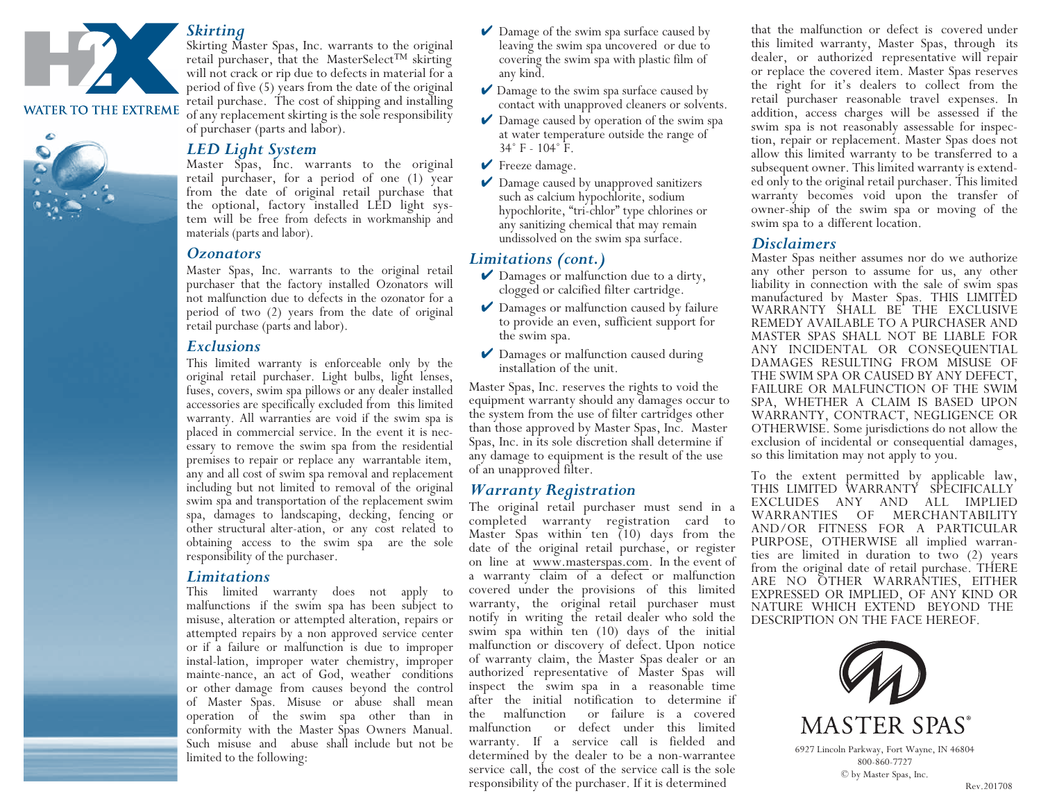H2X

WATER TO THE EXTREME

## Skirting

Skirting Master Spas, Inc. warrants to the original retail purchaser, that the MasterSelect™ skirting will not crack or rip due to defects in material for a period of five (5) years from the date of the original retail purchase. The cost of shipping and installing of any replacement skirting is the sole responsibility of purchaser (parts and labor).

## LED Light System

Master Spas, Inc. warrants to the original retail purchaser, for a period of one (1) year from the date of original retail purchase that the optional, factory installed LED light system will be free from defects in workmanship and materials (parts and labor).

## Ozonators

Master Spas, Inc. warrants to the original retail purchaser that the factory installed Ozonators will not malfunction due to defects in the ozonator for a period of two (2) years from the date of original retail purchase (parts and labor).

## Exclusions

This limited warranty is enforceable only by the original retail purchaser. Light bulbs, light lenses, fuses, covers, swim spa pillows or any dealer installed accessories are specifically excluded from this limited warranty. All warranties are void if the swim spa is placed in commercial service. In the event it is necessary to remove the swim spa from the residential premises to repair or replace any warrantable item, any and all cost of swim spa removal and replacement including but not limited to removal of the original swim spa and transportation of the replacement swim spa, damages to landscaping, decking, fencing or other structural alter-ation, or any cost related to obtaining access to the swim spa are the sole responsibility of the purchaser.

## Limitations

This limited warranty does not apply to malfunctions if the swim spa has been subject to misuse, alteration or attempted alteration, repairs or attempted repairs by a non approved service center or if a failure or malfunction is due to improper instal-lation, improper water chemistry, improper mainte-nance, an act of God, weather conditions or other damage from causes beyond the control of Master Spas. Misuse or abuse shall mean operation of the swim spa other than in conformity with the Master Spas Owners Manual. Such misuse and abuse shall include but not be limited to the following:

- ✔ Damage of the swim spa surface caused by leaving the swim spa uncovered or due to covering the swim spa with plastic film of any kind.
- ✔ Damage to the swim spa surface caused by contact with unapproved cleaners or solvents.
- ✔ Damage caused by operation of the swim spa at water temperature outside the range of 34° F - 104° F.
- ✔ Freeze damage.
- ✔ Damage caused by unapproved sanitizers such as calcium hypochlorite, sodium hypochlorite, "tri-chlor" type chlorines or any sanitizing chemical that may remain undissolved on the swim spa surface.

## Limitations (cont.)

- ✔ Damages or malfunction due to a dirty, clogged or calcified filter cartridge.
- ✔ Damages or malfunction caused by failure to provide an even, sufficient support for the swim spa.
- ✔ Damages or malfunction caused during installation of the unit.

Master Spas, Inc. reserves the rights to void the equipment warranty should any damages occur to the system from the use of filter cartridges other than those approved by Master Spas, Inc. Master Spas, Inc. in its sole discretion shall determine if any damage to equipment is the result of the use of an unapproved filter.

## Warranty Registration

The original retail purchaser must send in a completed warranty registration card to Master Spas within ten (10) days from the date of the original retail purchase, or register on line at www.masterspas.com. In the event of a warranty claim of a defect or malfunction covered under the provisions of this limited warranty, the original retail purchaser must notify in writing the retail dealer who sold the swim spa within ten (10) days of the initial malfunction or discovery of defect. Upon notice of warranty claim, the Master Spas dealer or an authorized representative of Master Spas will inspect the swim spa in a reasonable time after the initial notification to determine if the malfunction or failure is a covered malfunction or defect under this limited warranty. If a service call is fielded and determined by the dealer to be a non-warrantee service call, the cost of the service call is the sole responsibility of the purchaser. If it is determined that the malfunction or defect is covered under this limited warranty, Master Spas, through its dealer, or authorized representative will repair or replace the covered item. Master Spas reserves the right for it's dealers to collect from the retail purchaser reasonable travel expenses. In addition, access charges will be assessed if the swim spa is not reasonably assessable for inspec-tion, repair or replacement. Master Spas does not allow this limited warranty to be transferred to a subsequent owner. This limited warranty is extend-ed only to the original retail purchaser. This limited warranty becomes void upon the transfer of owner-ship of the swim spa or moving of the swim spa to a different location.

## Disclaimers

Master Spas neither assumes nor do we authorize any other person to assume for us, any other liability in connection with the sale of swim spas manufactured by Master Spas. THIS LIMITED WARRANTY SHALL BE THE EXCLUSIVE REMEDY AVAILABLE TO A PURCHASER AND MASTER SPAS SHALL NOT BE LIABLE FOR ANY INCIDENTAL OR CONSEQUENTIAL DAMAGES RESULTING FROM MISUSE OF THE SWIM SPA OR CAUSED BY ANY DEFECT, FAILURE OR MALFUNCTION OF THE SWIM SPA, WHETHER A CLAIM IS BASED UPON WARRANTY, CONTRACT, NEGLIGENCE OR OTHERWISE. Some jurisdictions do not allow the exclusion of incidental or consequential damages, so this limitation may not apply to you.

To the extent permitted by applicable law, THIS LIMITED WARRANTY SPECIFICALLY EXCLUDES ANY AND ALL IMPLIED WARRANTIES OF MERCHANTABILITY AND/OR FITNESS FOR A PARTICULAR PURPOSE, OTHERWISE all implied warranties are limited in duration to two (2) years from the original date of retail purchase. THERE ARE NO OTHER WARRANTIES, EITHER EXPRESSED OR IMPLIED, OF ANY KIND OR NATURE WHICH EXTEND BEYOND THE DESCRIPTION ON THE FACE HEREOF.

MASTER SPAS®

6927 Lincoln Parkway, Fort Wayne, IN 46804
800-860-7727
© by Master Spas, Inc.

Rev.201708